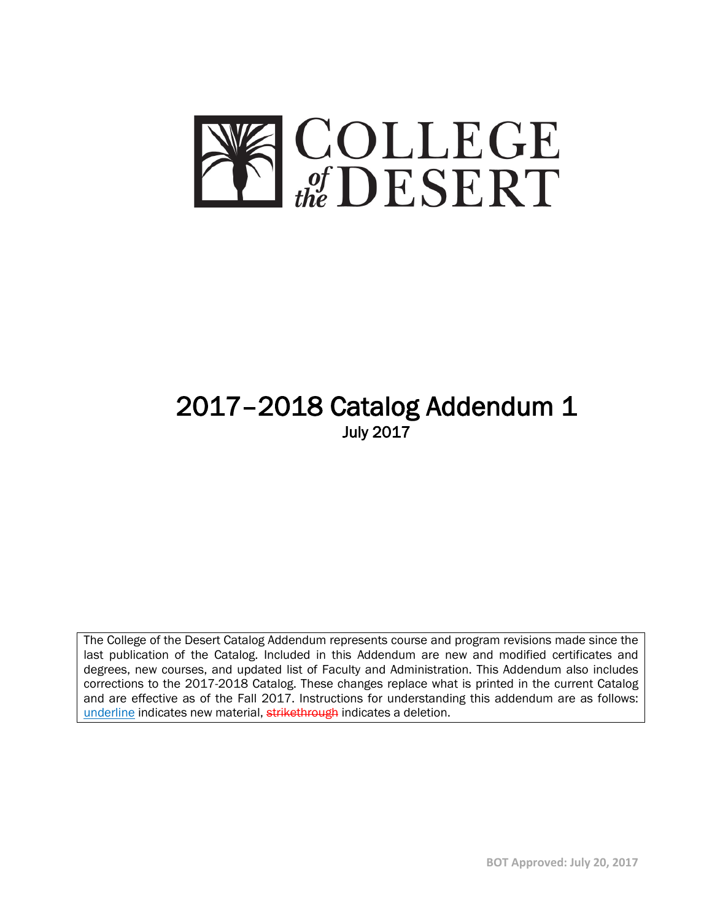# COLLEGE of the DESERT

# 2017–2018 Catalog Addendum 1

July 2017

The College of the Desert Catalog Addendum represents course and program revisions made since the last publication of the Catalog. Included in this Addendum are new and modified certificates and degrees, new courses, and updated list of Faculty and Administration. This Addendum also includes corrections to the 2017-2018 Catalog. These changes replace what is printed in the current Catalog and are effective as of the Fall 2017. Instructions for understanding this addendum are as follows: <u>underline</u> indicates new material, ~~strikethrough~~ indicates a deletion.

**BOT Approved: July 20, 2017**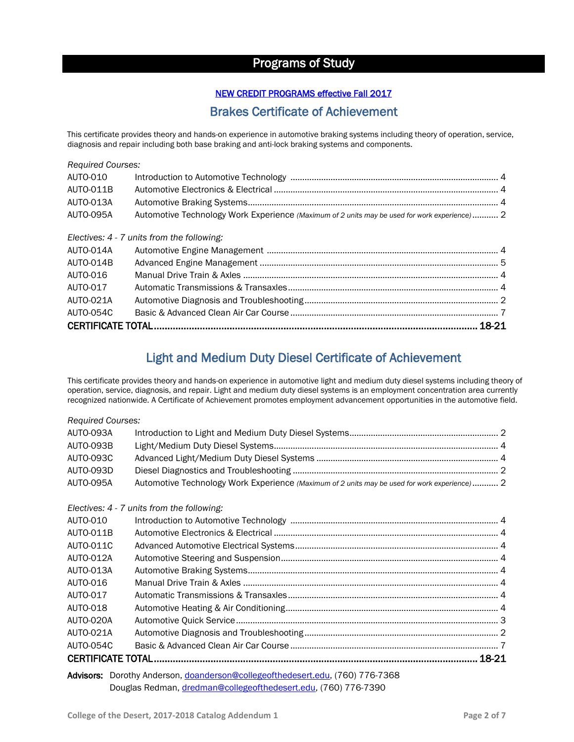# Programs of Study

NEW CREDIT PROGRAMS effective Fall 2017

## Brakes Certificate of Achievement

This certificate provides theory and hands-on experience in automotive braking systems including theory of operation, service, diagnosis and repair including both base braking and anti-lock braking systems and components.

*Required Courses:*

| | | |
|---|---|---|
| AUTO-010 | Introduction to Automotive Technology | 4 |
| AUTO-011B | Automotive Electronics & Electrical | 4 |
| AUTO-013A | Automotive Braking Systems | 4 |
| AUTO-095A | Automotive Technology Work Experience *(Maximum of 2 units may be used for work experience)* | 2 |

*Electives: 4 - 7 units from the following:*

| | | |
|---|---|---|
| AUTO-014A | Automotive Engine Management | 4 |
| AUTO-014B | Advanced Engine Management | 5 |
| AUTO-016 | Manual Drive Train & Axles | 4 |
| AUTO-017 | Automatic Transmissions & Transaxles | 4 |
| AUTO-021A | Automotive Diagnosis and Troubleshooting | 2 |
| AUTO-054C | Basic & Advanced Clean Air Car Course | 7 |
| **CERTIFICATE TOTAL** | | **18-21** |

## Light and Medium Duty Diesel Certificate of Achievement

This certificate provides theory and hands-on experience in automotive light and medium duty diesel systems including theory of operation, service, diagnosis, and repair. Light and medium duty diesel systems is an employment concentration area currently recognized nationwide. A Certificate of Achievement promotes employment advancement opportunities in the automotive field.

*Required Courses:*

| | | |
|---|---|---|
| AUTO-093A | Introduction to Light and Medium Duty Diesel Systems | 2 |
| AUTO-093B | Light/Medium Duty Diesel Systems | 4 |
| AUTO-093C | Advanced Light/Medium Duty Diesel Systems | 4 |
| AUTO-093D | Diesel Diagnostics and Troubleshooting | 2 |
| AUTO-095A | Automotive Technology Work Experience *(Maximum of 2 units may be used for work experience)* | 2 |

*Electives: 4 - 7 units from the following:*

| | | |
|---|---|---|
| AUTO-010 | Introduction to Automotive Technology | 4 |
| AUTO-011B | Automotive Electronics & Electrical | 4 |
| AUTO-011C | Advanced Automotive Electrical Systems | 4 |
| AUTO-012A | Automotive Steering and Suspension | 4 |
| AUTO-013A | Automotive Braking Systems | 4 |
| AUTO-016 | Manual Drive Train & Axles | 4 |
| AUTO-017 | Automatic Transmissions & Transaxles | 4 |
| AUTO-018 | Automotive Heating & Air Conditioning | 4 |
| AUTO-020A | Automotive Quick Service | 3 |
| AUTO-021A | Automotive Diagnosis and Troubleshooting | 2 |
| AUTO-054C | Basic & Advanced Clean Air Car Course | 7 |
| **CERTIFICATE TOTAL** | | **18-21** |

**Advisors:** Dorothy Anderson, doanderson@collegeofthedesert.edu, (760) 776-7368
Douglas Redman, dredman@collegeofthedesert.edu, (760) 776-7390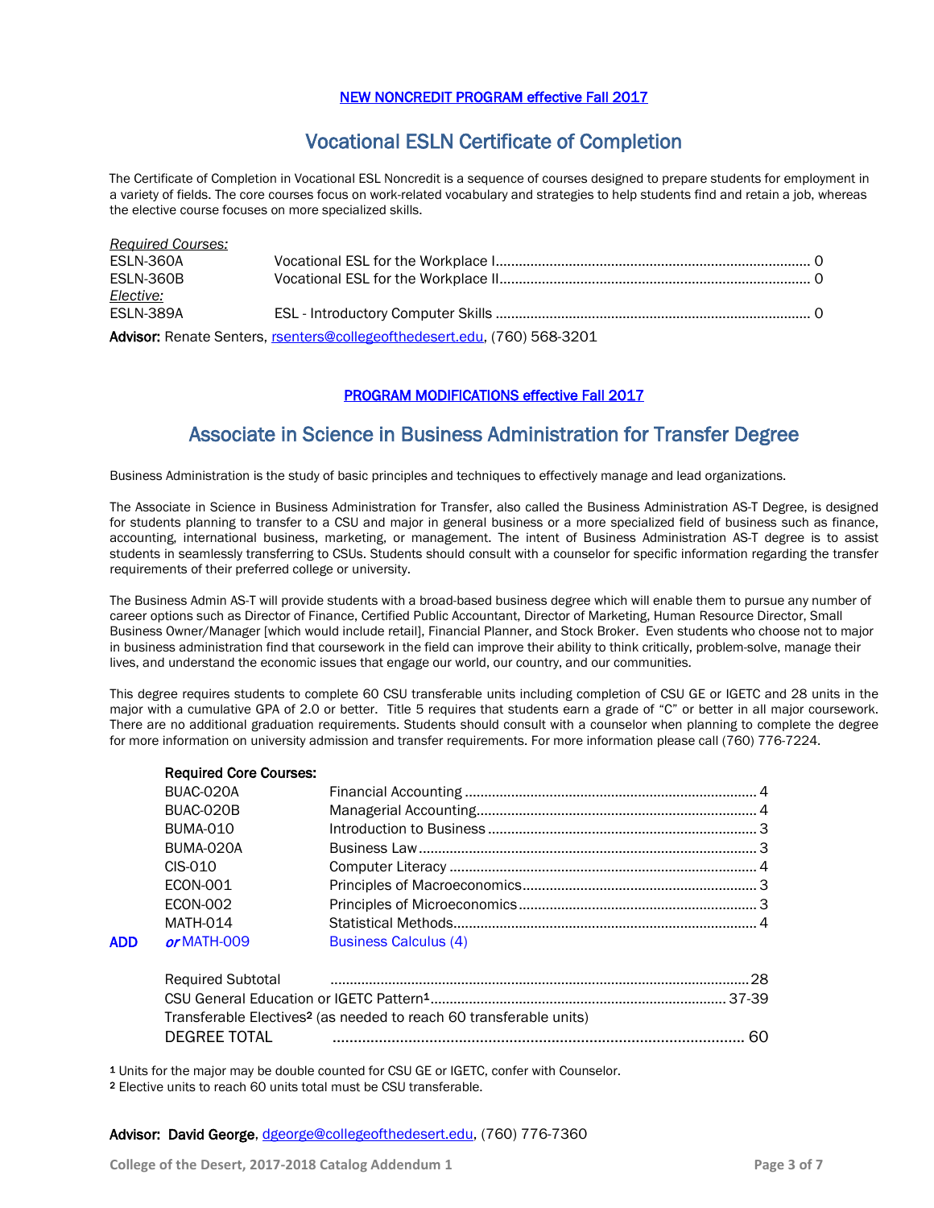NEW NONCREDIT PROGRAM effective Fall 2017

# Vocational ESLN Certificate of Completion

The Certificate of Completion in Vocational ESL Noncredit is a sequence of courses designed to prepare students for employment in a variety of fields. The core courses focus on work-related vocabulary and strategies to help students find and retain a job, whereas the elective course focuses on more specialized skills.

| | | |
|---|---|---|
| *Required Courses:* | | |
| ESLN-360A | Vocational ESL for the Workplace I | 0 |
| ESLN-360B | Vocational ESL for the Workplace II | 0 |
| *Elective:* | | |
| ESLN-389A | ESL - Introductory Computer Skills | 0 |

**Advisor:** Renate Senters, rsenters@collegeofthedesert.edu, (760) 568-3201

PROGRAM MODIFICATIONS effective Fall 2017

# Associate in Science in Business Administration for Transfer Degree

Business Administration is the study of basic principles and techniques to effectively manage and lead organizations.

The Associate in Science in Business Administration for Transfer, also called the Business Administration AS-T Degree, is designed for students planning to transfer to a CSU and major in general business or a more specialized field of business such as finance, accounting, international business, marketing, or management. The intent of Business Administration AS-T degree is to assist students in seamlessly transferring to CSUs. Students should consult with a counselor for specific information regarding the transfer requirements of their preferred college or university.

The Business Admin AS-T will provide students with a broad-based business degree which will enable them to pursue any number of career options such as Director of Finance, Certified Public Accountant, Director of Marketing, Human Resource Director, Small Business Owner/Manager [which would include retail], Financial Planner, and Stock Broker. Even students who choose not to major in business administration find that coursework in the field can improve their ability to think critically, problem-solve, manage their lives, and understand the economic issues that engage our world, our country, and our communities.

This degree requires students to complete 60 CSU transferable units including completion of CSU GE or IGETC and 28 units in the major with a cumulative GPA of 2.0 or better. Title 5 requires that students earn a grade of "C" or better in all major coursework. There are no additional graduation requirements. Students should consult with a counselor when planning to complete the degree for more information on university admission and transfer requirements. For more information please call (760) 776-7224.

| | | | |
|---|---|---|---|
| | **Required Core Courses:** | | |
| | BUAC-020A | Financial Accounting | 4 |
| | BUAC-020B | Managerial Accounting | 4 |
| | BUMA-010 | Introduction to Business | 3 |
| | BUMA-020A | Business Law | 3 |
| | CIS-010 | Computer Literacy | 4 |
| | ECON-001 | Principles of Macroeconomics | 3 |
| | ECON-002 | Principles of Microeconomics | 3 |
| | MATH-014 | Statistical Methods | 4 |
| **ADD** | ***or*** MATH-009 | Business Calculus (4) | |
| | Required Subtotal | | 28 |
| | CSU General Education or IGETC Pattern[1] | | 37-39 |
| | Transferable Electives[2] (as needed to reach 60 transferable units) | | |
| | DEGREE TOTAL | | 60 |

[1] Units for the major may be double counted for CSU GE or IGETC, confer with Counselor.
[2] Elective units to reach 60 units total must be CSU transferable.

**Advisor: David George**, dgeorge@collegeofthedesert.edu, (760) 776-7360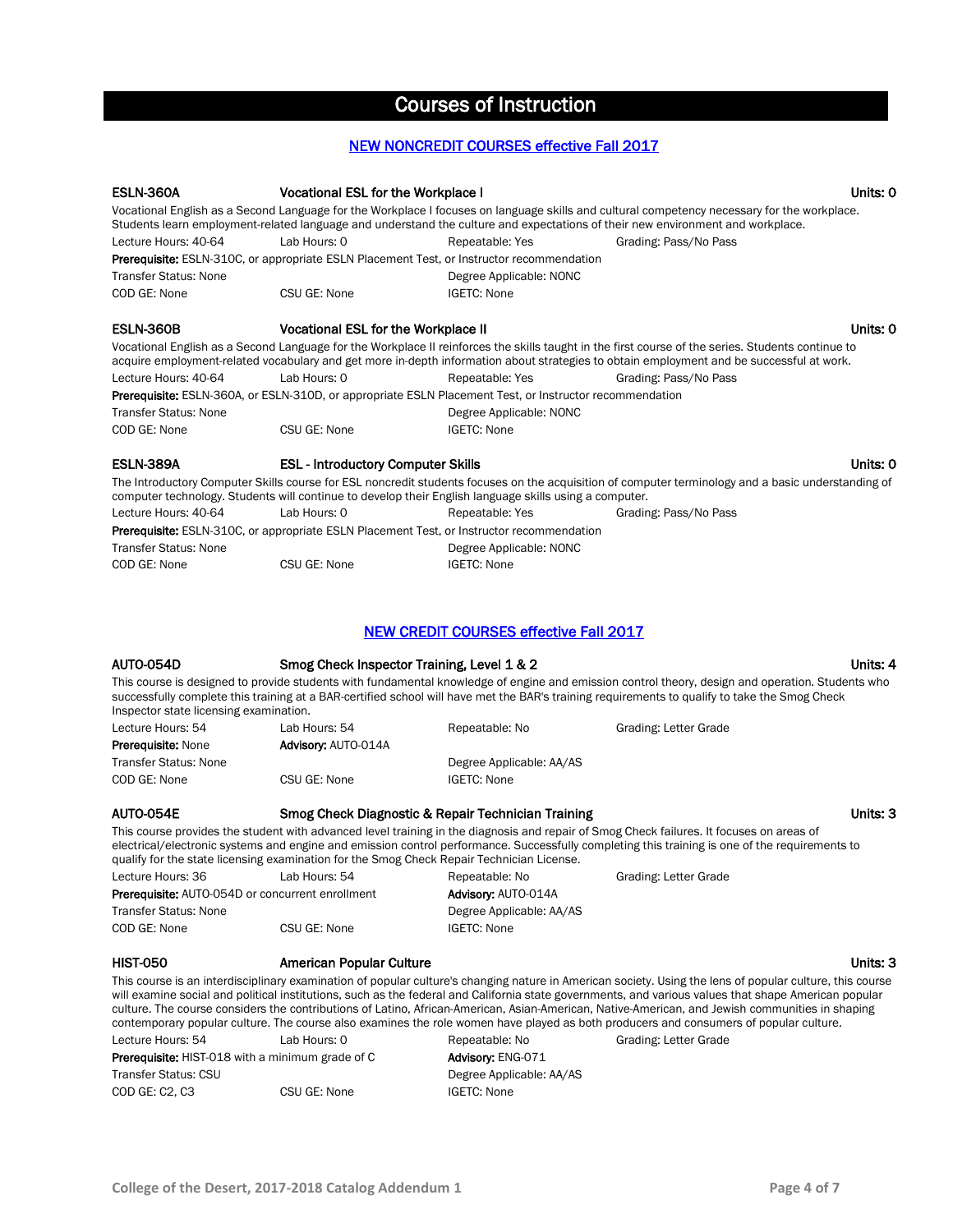# Courses of Instruction

## NEW NONCREDIT COURSES effective Fall 2017

**ESLN-360A** **Vocational ESL for the Workplace I** **Units: 0**

Vocational English as a Second Language for the Workplace I focuses on language skills and cultural competency necessary for the workplace. Students learn employment-related language and understand the culture and expectations of their new environment and workplace.

Lecture Hours: 40-64 | Lab Hours: 0 | Repeatable: Yes | Grading: Pass/No Pass

**Prerequisite:** ESLN-310C, or appropriate ESLN Placement Test, or Instructor recommendation

Transfer Status: None | Degree Applicable: NONC

COD GE: None | CSU GE: None | IGETC: None

**ESLN-360B** **Vocational ESL for the Workplace II** **Units: 0**

Vocational English as a Second Language for the Workplace II reinforces the skills taught in the first course of the series. Students continue to acquire employment-related vocabulary and get more in-depth information about strategies to obtain employment and be successful at work.

Lecture Hours: 40-64 | Lab Hours: 0 | Repeatable: Yes | Grading: Pass/No Pass

**Prerequisite:** ESLN-360A, or ESLN-310D, or appropriate ESLN Placement Test, or Instructor recommendation

Transfer Status: None | Degree Applicable: NONC

COD GE: None | CSU GE: None | IGETC: None

**ESLN-389A** **ESL - Introductory Computer Skills** **Units: 0**

The Introductory Computer Skills course for ESL noncredit students focuses on the acquisition of computer terminology and a basic understanding of computer technology. Students will continue to develop their English language skills using a computer.

Lecture Hours: 40-64 | Lab Hours: 0 | Repeatable: Yes | Grading: Pass/No Pass

**Prerequisite:** ESLN-310C, or appropriate ESLN Placement Test, or Instructor recommendation

Transfer Status: None | Degree Applicable: NONC

COD GE: None | CSU GE: None | IGETC: None

## NEW CREDIT COURSES effective Fall 2017

**AUTO-054D** **Smog Check Inspector Training, Level 1 & 2** **Units: 4**

This course is designed to provide students with fundamental knowledge of engine and emission control theory, design and operation. Students who successfully complete this training at a BAR-certified school will have met the BAR's training requirements to qualify to take the Smog Check Inspector state licensing examination.

Lecture Hours: 54 | Lab Hours: 54 | Repeatable: No | Grading: Letter Grade

**Prerequisite:** None | **Advisory:** AUTO-014A

Transfer Status: None | Degree Applicable: AA/AS

COD GE: None | CSU GE: None | IGETC: None

**AUTO-054E** **Smog Check Diagnostic & Repair Technician Training** **Units: 3**

This course provides the student with advanced level training in the diagnosis and repair of Smog Check failures. It focuses on areas of electrical/electronic systems and engine and emission control performance. Successfully completing this training is one of the requirements to qualify for the state licensing examination for the Smog Check Repair Technician License.

Lecture Hours: 36 | Lab Hours: 54 | Repeatable: No | Grading: Letter Grade

**Prerequisite:** AUTO-054D or concurrent enrollment | **Advisory:** AUTO-014A

Transfer Status: None | Degree Applicable: AA/AS

COD GE: None | CSU GE: None | IGETC: None

**HIST-050** **American Popular Culture** **Units: 3**

This course is an interdisciplinary examination of popular culture's changing nature in American society. Using the lens of popular culture, this course will examine social and political institutions, such as the federal and California state governments, and various values that shape American popular culture. The course considers the contributions of Latino, African-American, Asian-American, Native-American, and Jewish communities in shaping contemporary popular culture. The course also examines the role women have played as both producers and consumers of popular culture.

Lecture Hours: 54 | Lab Hours: 0 | Repeatable: No | Grading: Letter Grade

**Prerequisite:** HIST-018 with a minimum grade of C | **Advisory:** ENG-071

Transfer Status: CSU | Degree Applicable: AA/AS

COD GE: C2, C3 | CSU GE: None | IGETC: None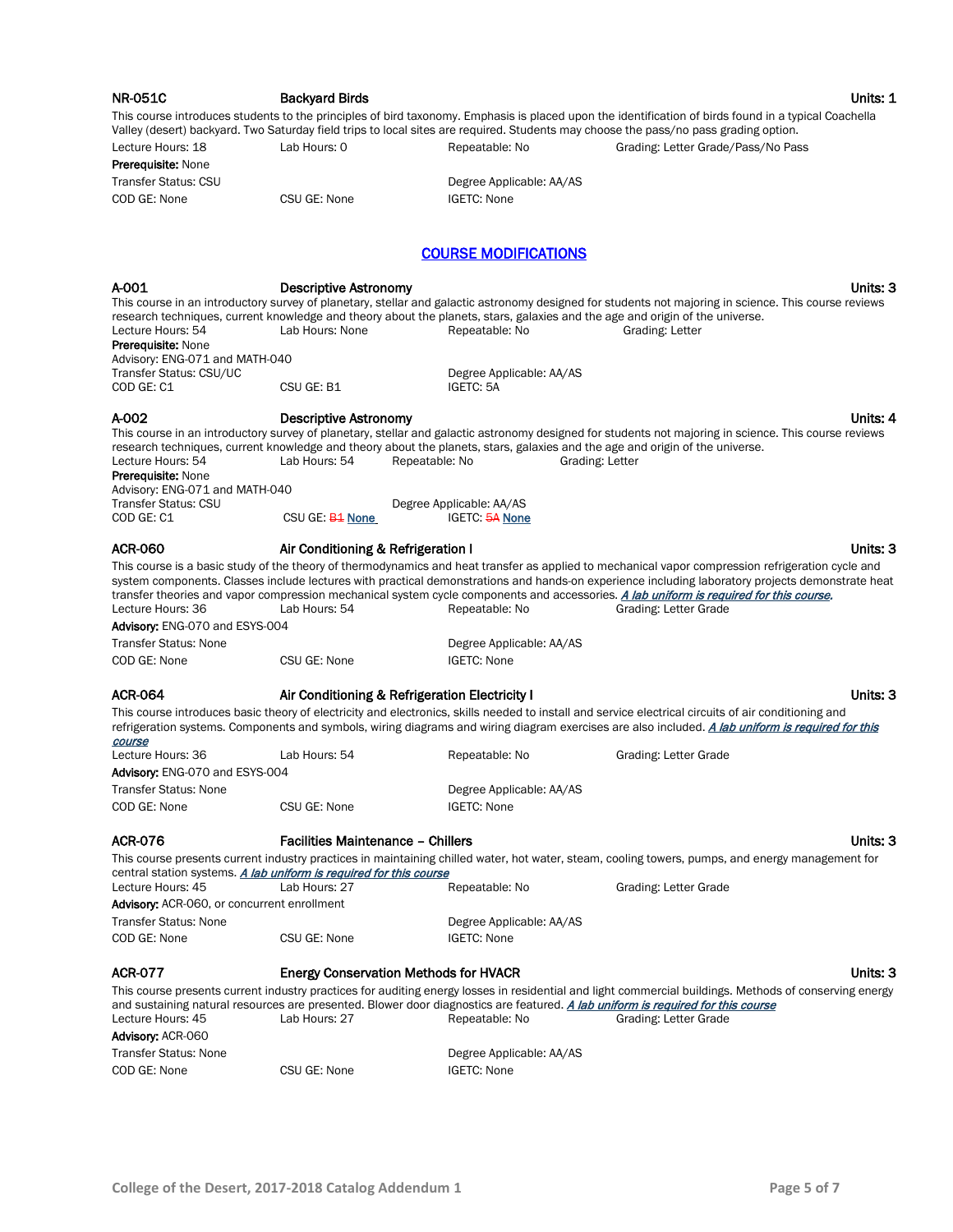**NR-051C** **Backyard Birds** **Units: 1**

This course introduces students to the principles of bird taxonomy. Emphasis is placed upon the identification of birds found in a typical Coachella Valley (desert) backyard. Two Saturday field trips to local sites are required. Students may choose the pass/no pass grading option.

Lecture Hours: 18 | Lab Hours: 0 | Repeatable: No | Grading: Letter Grade/Pass/No Pass

**Prerequisite:** None

Transfer Status: CSU | Degree Applicable: AA/AS

COD GE: None | CSU GE: None | IGETC: None

## COURSE MODIFICATIONS

**A-001** **Descriptive Astronomy** **Units: 3**

This course in an introductory survey of planetary, stellar and galactic astronomy designed for students not majoring in science. This course reviews research techniques, current knowledge and theory about the planets, stars, galaxies and the age and origin of the universe.

Lecture Hours: 54 | Lab Hours: None | Repeatable: No | Grading: Letter

**Prerequisite:** None

Advisory: ENG-071 and MATH-040

Transfer Status: CSU/UC | Degree Applicable: AA/AS

COD GE: C1 | CSU GE: B1 | IGETC: 5A

**A-002** **Descriptive Astronomy** **Units: 4**

This course in an introductory survey of planetary, stellar and galactic astronomy designed for students not majoring in science. This course reviews research techniques, current knowledge and theory about the planets, stars, galaxies and the age and origin of the universe.

Lecture Hours: 54 | Lab Hours: 54 | Repeatable: No | Grading: Letter

**Prerequisite:** None

Advisory: ENG-071 and MATH-040

Transfer Status: CSU | Degree Applicable: AA/AS

COD GE: C1 | CSU GE: ~~B1~~ None | IGETC: ~~5A~~ None

**ACR-060** **Air Conditioning & Refrigeration I** **Units: 3**

This course is a basic study of the theory of thermodynamics and heat transfer as applied to mechanical vapor compression refrigeration cycle and system components. Classes include lectures with practical demonstrations and hands-on experience including laboratory projects demonstrate heat transfer theories and vapor compression mechanical system cycle components and accessories. *A lab uniform is required for this course.*

Lecture Hours: 36 | Lab Hours: 54 | Repeatable: No | Grading: Letter Grade

**Advisory:** ENG-070 and ESYS-004

Transfer Status: None | Degree Applicable: AA/AS

COD GE: None | CSU GE: None | IGETC: None

**ACR-064** **Air Conditioning & Refrigeration Electricity I** **Units: 3**

This course introduces basic theory of electricity and electronics, skills needed to install and service electrical circuits of air conditioning and refrigeration systems. Components and symbols, wiring diagrams and wiring diagram exercises are also included. *A lab uniform is required for this course*

Lecture Hours: 36 | Lab Hours: 54 | Repeatable: No | Grading: Letter Grade

**Advisory:** ENG-070 and ESYS-004

Transfer Status: None | Degree Applicable: AA/AS

COD GE: None | CSU GE: None | IGETC: None

**ACR-076** **Facilities Maintenance – Chillers** **Units: 3**

This course presents current industry practices in maintaining chilled water, hot water, steam, cooling towers, pumps, and energy management for central station systems. *A lab uniform is required for this course*

Lecture Hours: 45 | Lab Hours: 27 | Repeatable: No | Grading: Letter Grade

**Advisory:** ACR-060, or concurrent enrollment

Transfer Status: None | Degree Applicable: AA/AS

COD GE: None | CSU GE: None | IGETC: None

**ACR-077** **Energy Conservation Methods for HVACR** **Units: 3**

This course presents current industry practices for auditing energy losses in residential and light commercial buildings. Methods of conserving energy and sustaining natural resources are presented. Blower door diagnostics are featured. *A lab uniform is required for this course*

Lecture Hours: 45 | Lab Hours: 27 | Repeatable: No | Grading: Letter Grade

**Advisory:** ACR-060

Transfer Status: None | Degree Applicable: AA/AS

COD GE: None | CSU GE: None | IGETC: None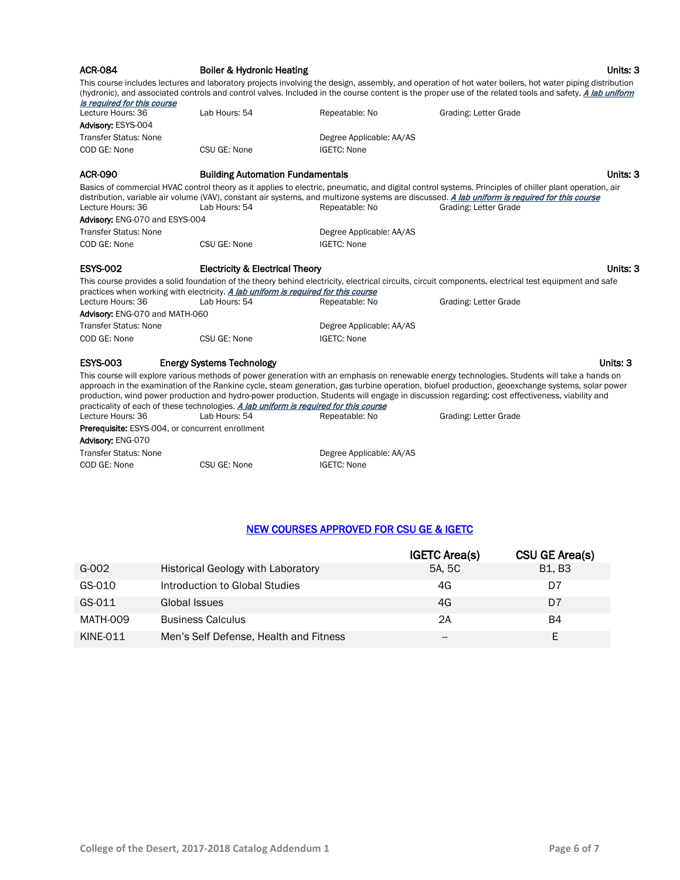**ACR-084** **Boiler & Hydronic Heating** **Units: 3**

This course includes lectures and laboratory projects involving the design, assembly, and operation of hot water boilers, hot water piping distribution (hydronic), and associated controls and control valves. Included in the course content is the proper use of the related tools and safety. ***A lab uniform is required for this course***

Lecture Hours: 36 | Lab Hours: 54 | Repeatable: No | Grading: Letter Grade

**Advisory:** ESYS-004

Transfer Status: None | Degree Applicable: AA/AS

COD GE: None | CSU GE: None | IGETC: None

**ACR-090** **Building Automation Fundamentals** **Units: 3**

Basics of commercial HVAC control theory as it applies to electric, pneumatic, and digital control systems. Principles of chiller plant operation, air distribution, variable air volume (VAV), constant air systems, and multizone systems are discussed. ***A lab uniform is required for this course***

Lecture Hours: 36 | Lab Hours: 54 | Repeatable: No | Grading: Letter Grade

**Advisory:** ENG-070 and ESYS-004

Transfer Status: None | Degree Applicable: AA/AS

COD GE: None | CSU GE: None | IGETC: None

**ESYS-002** **Electricity & Electrical Theory** **Units: 3**

This course provides a solid foundation of the theory behind electricity, electrical circuits, circuit components, electrical test equipment and safe practices when working with electricity. ***A lab uniform is required for this course***

Lecture Hours: 36 | Lab Hours: 54 | Repeatable: No | Grading: Letter Grade

**Advisory:** ENG-070 and MATH-060

Transfer Status: None | Degree Applicable: AA/AS

COD GE: None | CSU GE: None | IGETC: None

**ESYS-003** **Energy Systems Technology** **Units: 3**

This course will explore various methods of power generation with an emphasis on renewable energy technologies. Students will take a hands on approach in the examination of the Rankine cycle, steam generation, gas turbine operation, biofuel production, geoexchange systems, solar power production, wind power production and hydro-power production. Students will engage in discussion regarding; cost effectiveness, viability and practicality of each of these technologies. ***A lab uniform is required for this course***

Lecture Hours: 36 | Lab Hours: 54 | Repeatable: No | Grading: Letter Grade

**Prerequisite:** ESYS-004, or concurrent enrollment

**Advisory:** ENG-070

Transfer Status: None | Degree Applicable: AA/AS

COD GE: None | CSU GE: None | IGETC: None

## NEW COURSES APPROVED FOR CSU GE & IGETC

| | | IGETC Area(s) | CSU GE Area(s) |
|---|---|---|---|
| G-002 | Historical Geology with Laboratory | 5A, 5C | B1, B3 |
| GS-010 | Introduction to Global Studies | 4G | D7 |
| GS-011 | Global Issues | 4G | D7 |
| MATH-009 | Business Calculus | 2A | B4 |
| KINE-011 | Men's Self Defense, Health and Fitness | -- | E |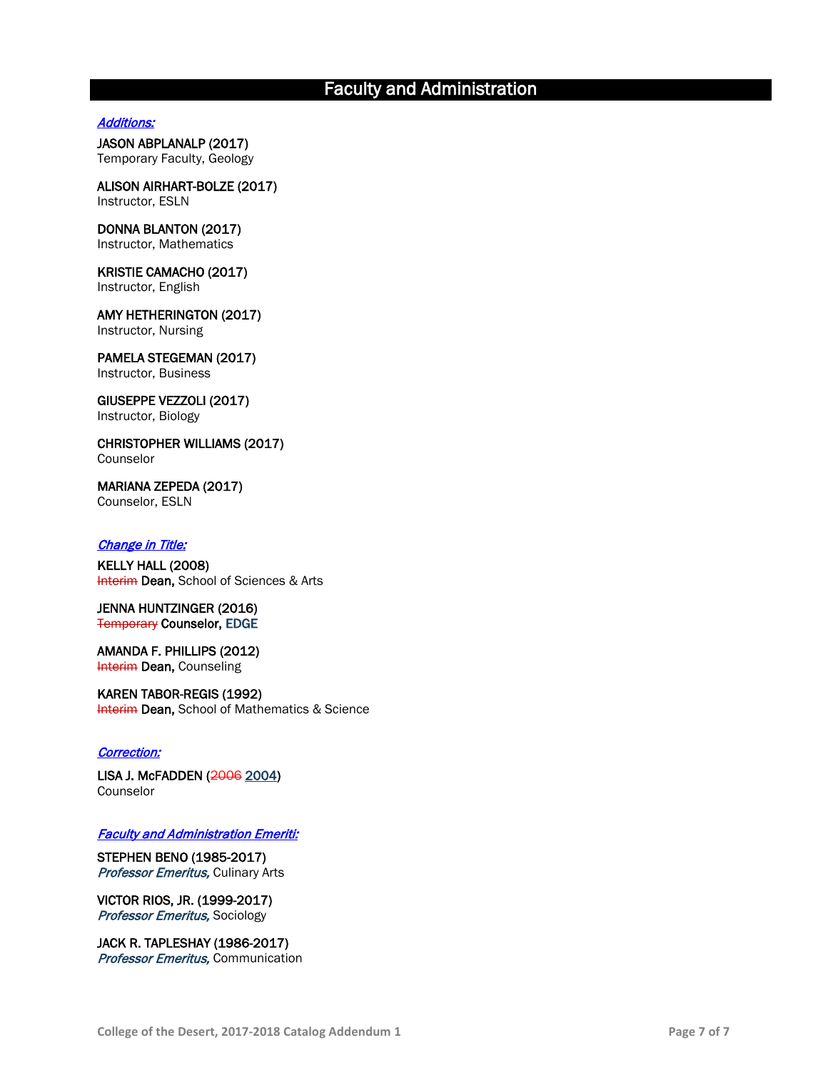# Faculty and Administration

***Additions:***

**JASON ABPLANALP (2017)**
Temporary Faculty, Geology

**ALISON AIRHART-BOLZE (2017)**
Instructor, ESLN

**DONNA BLANTON (2017)**
Instructor, Mathematics

**KRISTIE CAMACHO (2017)**
Instructor, English

**AMY HETHERINGTON (2017)**
Instructor, Nursing

**PAMELA STEGEMAN (2017)**
Instructor, Business

**GIUSEPPE VEZZOLI (2017)**
Instructor, Biology

**CHRISTOPHER WILLIAMS (2017)**
Counselor

**MARIANA ZEPEDA (2017)**
Counselor, ESLN

***Change in Title:***

**KELLY HALL (2008)**
~~Interim~~ **Dean,** School of Sciences & Arts

**JENNA HUNTZINGER (2016)**
~~Temporary~~ **Counselor,** **EDGE**

**AMANDA F. PHILLIPS (2012)**
~~Interim~~ **Dean,** Counseling

**KAREN TABOR-REGIS (1992)**
~~Interim~~ **Dean,** School of Mathematics & Science

***Correction:***

**LISA J. McFADDEN (~~2006~~ 2004)**
Counselor

***Faculty and Administration Emeriti:***

**STEPHEN BENO (1985-2017)**
*Professor Emeritus,* Culinary Arts

**VICTOR RIOS, JR. (1999-2017)**
*Professor Emeritus,* Sociology

**JACK R. TAPLESHAY (1986-2017)**
*Professor Emeritus,* Communication